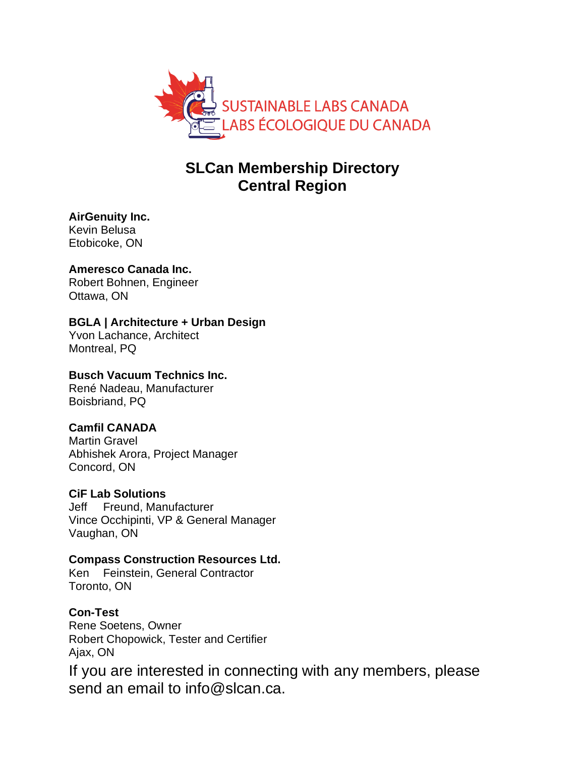SUSTAINABLE LABS CANADA
LABS ÉCOLOGIQUE DU CANADA

# SLCan Membership Directory
## Central Region

**AirGenuity Inc.**
Kevin Belusa
Etobicoke, ON

**Ameresco Canada Inc.**
Robert Bohnen, Engineer
Ottawa, ON

**BGLA | Architecture + Urban Design**
Yvon Lachance, Architect
Montreal, PQ

**Busch Vacuum Technics Inc.**
René Nadeau, Manufacturer
Boisbriand, PQ

**Camfil CANADA**
Martin Gravel
Abhishek Arora, Project Manager
Concord, ON

**CiF Lab Solutions**
Jeff Freund, Manufacturer
Vince Occhipinti, VP & General Manager
Vaughan, ON

**Compass Construction Resources Ltd.**
Ken Feinstein, General Contractor
Toronto, ON

**Con-Test**
Rene Soetens, Owner
Robert Chopowick, Tester and Certifier
Ajax, ON

If you are interested in connecting with any members, please send an email to info@slcan.ca.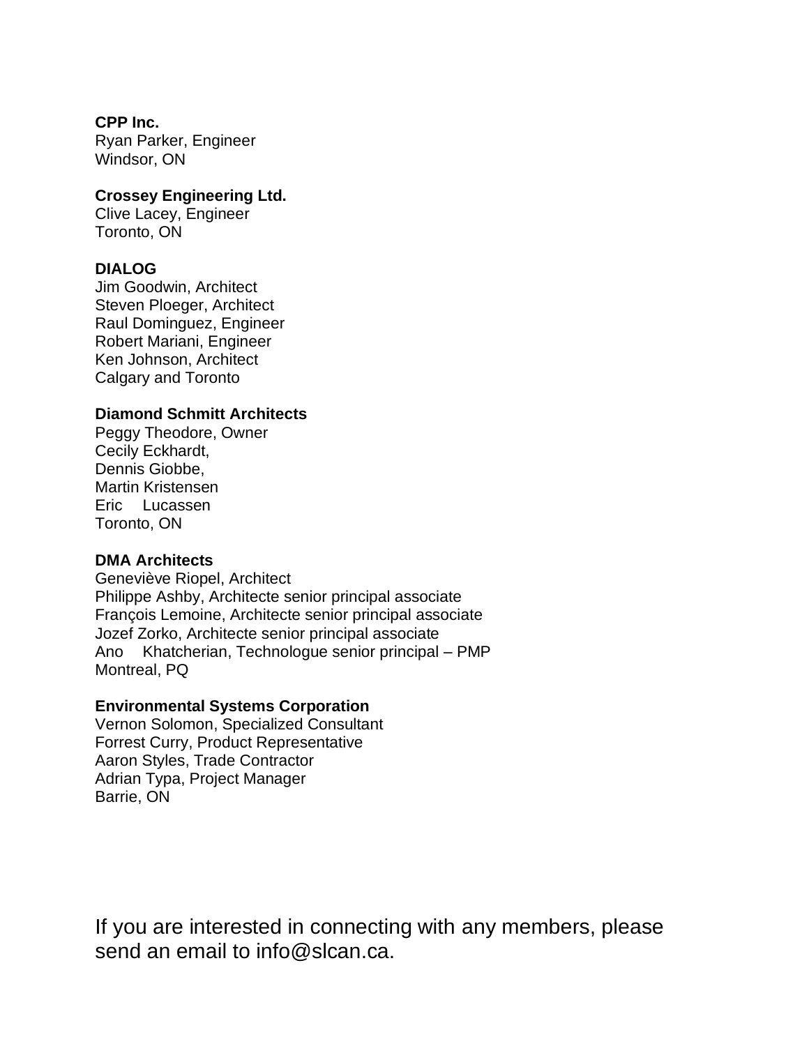**CPP Inc.**
Ryan Parker, Engineer
Windsor, ON

**Crossey Engineering Ltd.**
Clive Lacey, Engineer
Toronto, ON

**DIALOG**
Jim Goodwin, Architect
Steven Ploeger, Architect
Raul Dominguez, Engineer
Robert Mariani, Engineer
Ken Johnson, Architect
Calgary and Toronto

**Diamond Schmitt Architects**
Peggy Theodore, Owner
Cecily Eckhardt,
Dennis Giobbe,
Martin Kristensen
Eric Lucassen
Toronto, ON

**DMA Architects**
Geneviève Riopel, Architect
Philippe Ashby, Architecte senior principal associate
François Lemoine, Architecte senior principal associate
Jozef Zorko, Architecte senior principal associate
Ano Khatcherian, Technologue senior principal – PMP
Montreal, PQ

**Environmental Systems Corporation**
Vernon Solomon, Specialized Consultant
Forrest Curry, Product Representative
Aaron Styles, Trade Contractor
Adrian Typa, Project Manager
Barrie, ON

If you are interested in connecting with any members, please send an email to info@slcan.ca.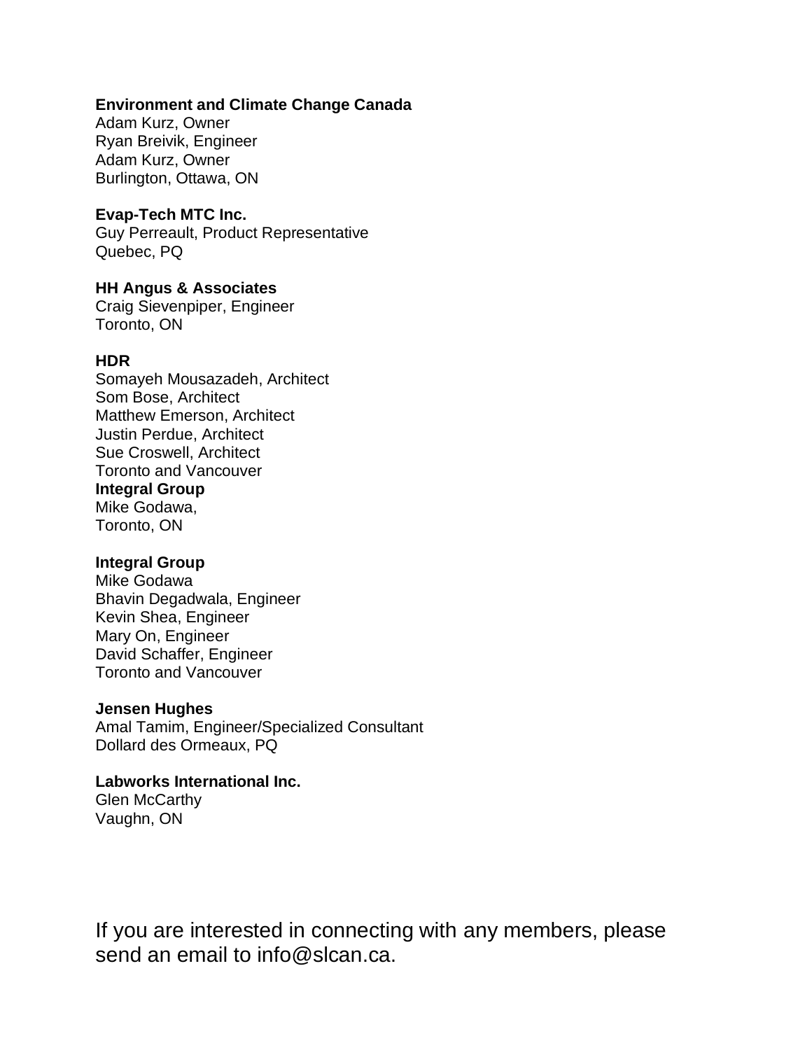**Environment and Climate Change Canada**
Adam Kurz, Owner
Ryan Breivik, Engineer
Adam Kurz, Owner
Burlington, Ottawa, ON

**Evap-Tech MTC Inc.**
Guy Perreault, Product Representative
Quebec, PQ

**HH Angus & Associates**
Craig Sievenpiper, Engineer
Toronto, ON

**HDR**
Somayeh Mousazadeh, Architect
Som Bose, Architect
Matthew Emerson, Architect
Justin Perdue, Architect
Sue Croswell, Architect
Toronto and Vancouver
**Integral Group**
Mike Godawa,
Toronto, ON

**Integral Group**
Mike Godawa
Bhavin Degadwala, Engineer
Kevin Shea, Engineer
Mary On, Engineer
David Schaffer, Engineer
Toronto and Vancouver

**Jensen Hughes**
Amal Tamim, Engineer/Specialized Consultant
Dollard des Ormeaux, PQ

**Labworks International Inc.**
Glen McCarthy
Vaughn, ON

If you are interested in connecting with any members, please send an email to info@slcan.ca.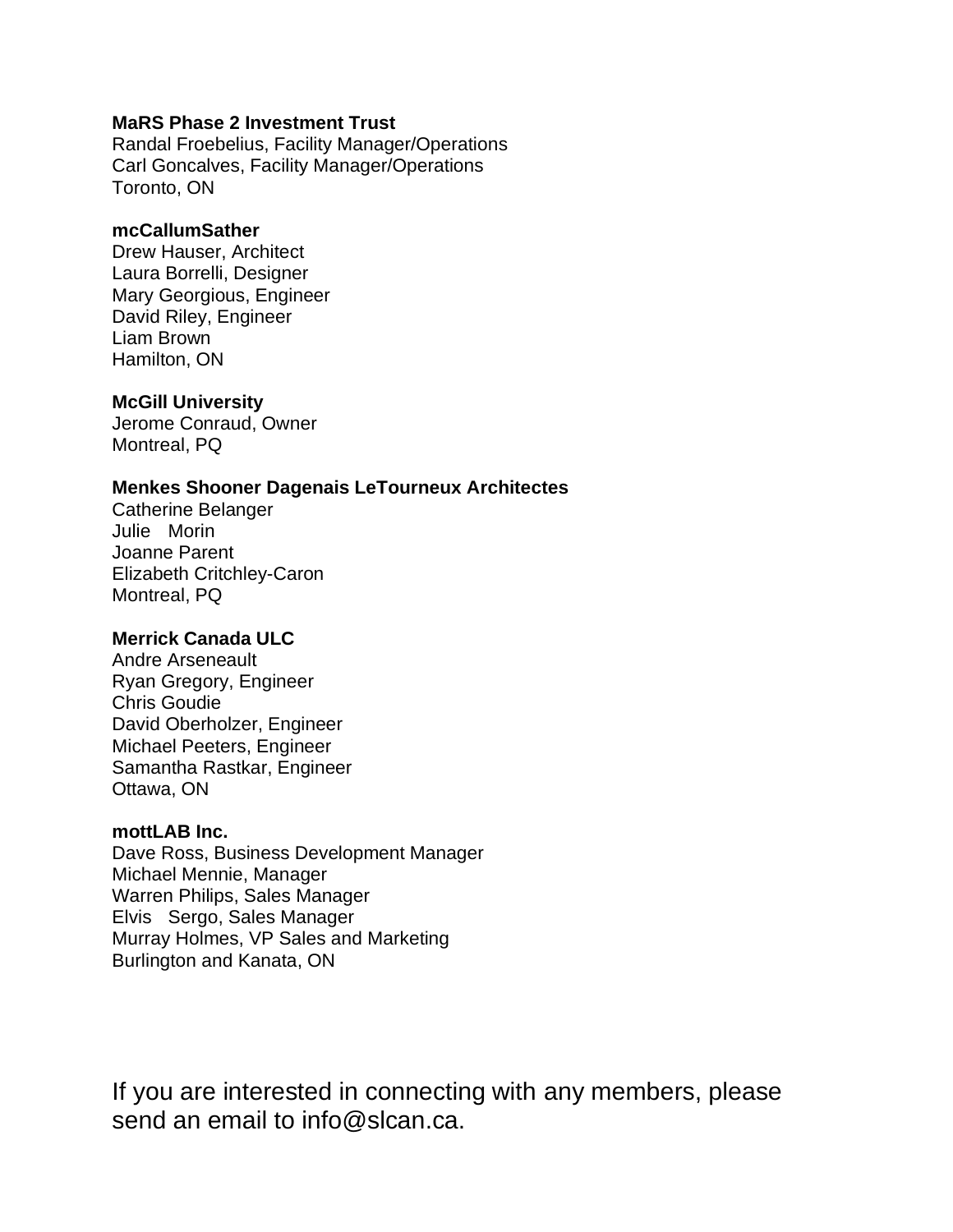**MaRS Phase 2 Investment Trust**
Randal Froebelius, Facility Manager/Operations
Carl Goncalves, Facility Manager/Operations
Toronto, ON

**mcCallumSather**
Drew Hauser, Architect
Laura Borrelli, Designer
Mary Georgious, Engineer
David Riley, Engineer
Liam Brown
Hamilton, ON

**McGill University**
Jerome Conraud, Owner
Montreal, PQ

**Menkes Shooner Dagenais LeTourneux Architectes**
Catherine Belanger
Julie Morin
Joanne Parent
Elizabeth Critchley-Caron
Montreal, PQ

**Merrick Canada ULC**
Andre Arseneault
Ryan Gregory, Engineer
Chris Goudie
David Oberholzer, Engineer
Michael Peeters, Engineer
Samantha Rastkar, Engineer
Ottawa, ON

**mottLAB Inc.**
Dave Ross, Business Development Manager
Michael Mennie, Manager
Warren Philips, Sales Manager
Elvis Sergo, Sales Manager
Murray Holmes, VP Sales and Marketing
Burlington and Kanata, ON

If you are interested in connecting with any members, please send an email to info@slcan.ca.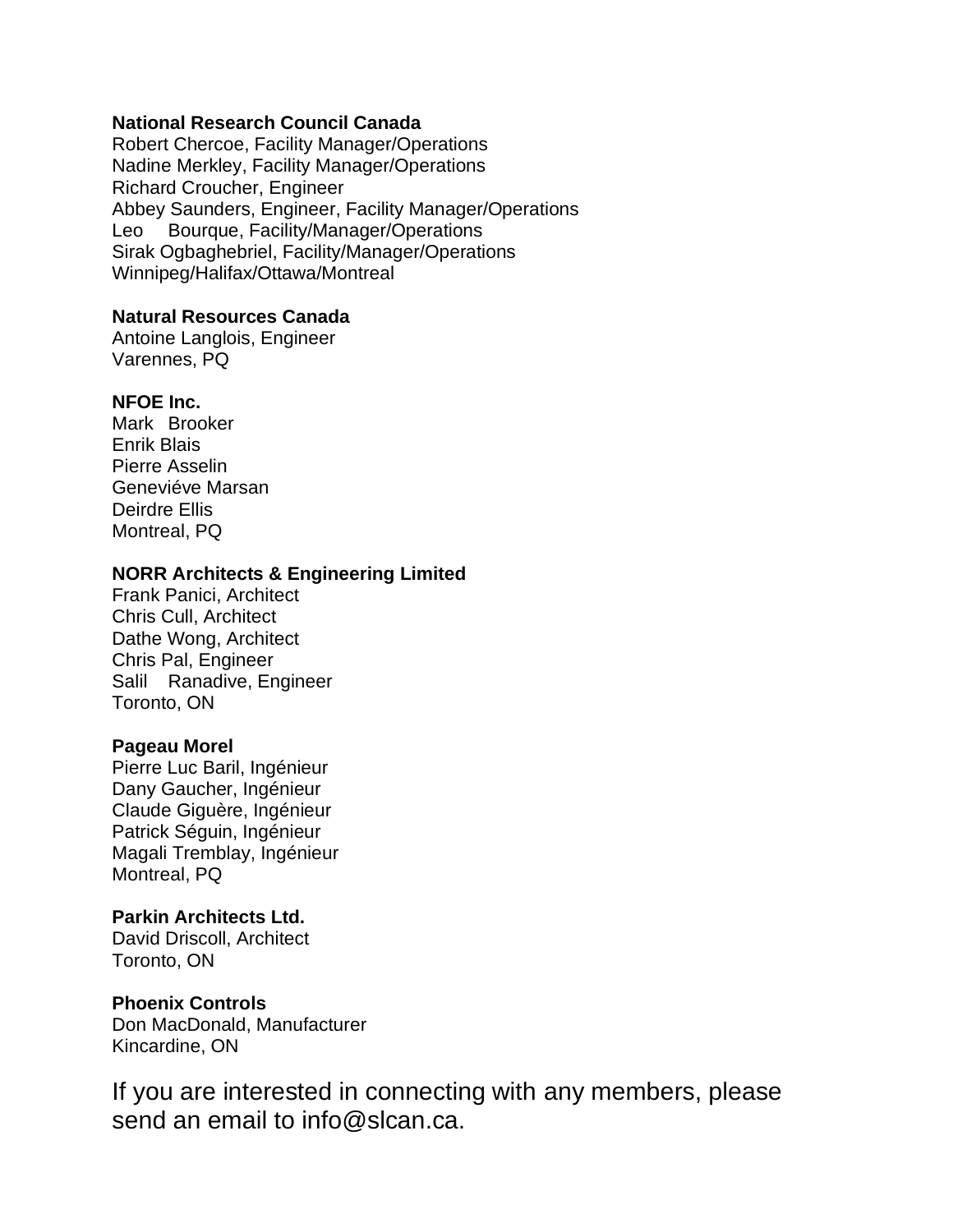**National Research Council Canada**
Robert Chercoe, Facility Manager/Operations
Nadine Merkley, Facility Manager/Operations
Richard Croucher, Engineer
Abbey Saunders, Engineer, Facility Manager/Operations
Leo Bourque, Facility/Manager/Operations
Sirak Ogbaghebriel, Facility/Manager/Operations
Winnipeg/Halifax/Ottawa/Montreal

**Natural Resources Canada**
Antoine Langlois, Engineer
Varennes, PQ

**NFOE Inc.**
Mark Brooker
Enrik Blais
Pierre Asselin
Geneviéve Marsan
Deirdre Ellis
Montreal, PQ

**NORR Architects & Engineering Limited**
Frank Panici, Architect
Chris Cull, Architect
Dathe Wong, Architect
Chris Pal, Engineer
Salil Ranadive, Engineer
Toronto, ON

**Pageau Morel**
Pierre Luc Baril, Ingénieur
Dany Gaucher, Ingénieur
Claude Giguère, Ingénieur
Patrick Séguin, Ingénieur
Magali Tremblay, Ingénieur
Montreal, PQ

**Parkin Architects Ltd.**
David Driscoll, Architect
Toronto, ON

**Phoenix Controls**
Don MacDonald, Manufacturer
Kincardine, ON

If you are interested in connecting with any members, please send an email to info@slcan.ca.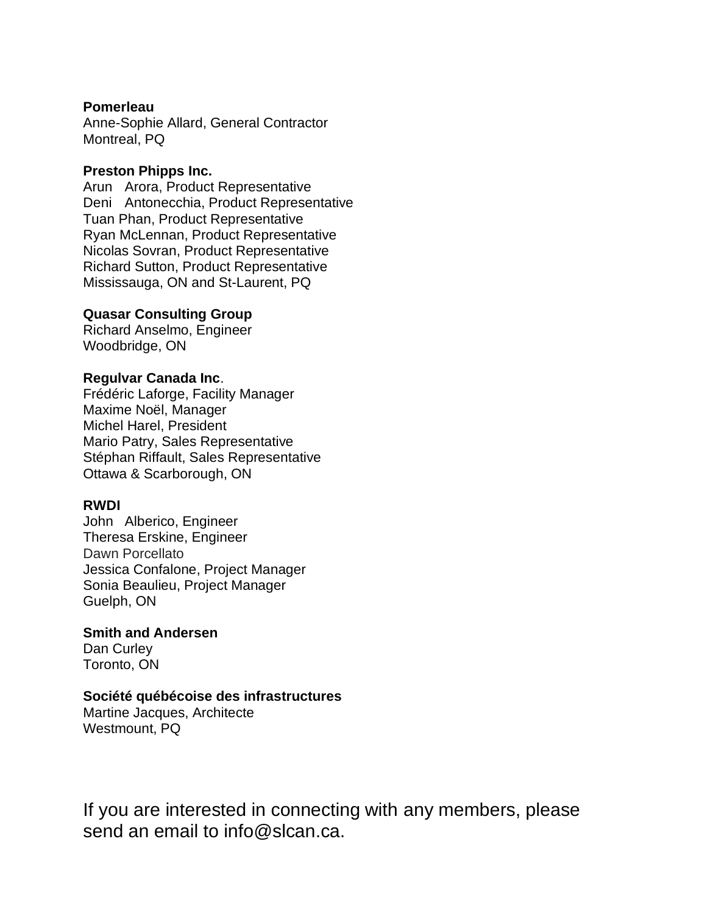**Pomerleau**
Anne-Sophie Allard, General Contractor
Montreal, PQ

**Preston Phipps Inc.**
Arun Arora, Product Representative
Deni Antonecchia, Product Representative
Tuan Phan, Product Representative
Ryan McLennan, Product Representative
Nicolas Sovran, Product Representative
Richard Sutton, Product Representative
Mississauga, ON and St-Laurent, PQ

**Quasar Consulting Group**
Richard Anselmo, Engineer
Woodbridge, ON

**Regulvar Canada Inc**.
Frédéric Laforge, Facility Manager
Maxime Noël, Manager
Michel Harel, President
Mario Patry, Sales Representative
Stéphan Riffault, Sales Representative
Ottawa & Scarborough, ON

**RWDI**
John Alberico, Engineer
Theresa Erskine, Engineer
Dawn Porcellato
Jessica Confalone, Project Manager
Sonia Beaulieu, Project Manager
Guelph, ON

**Smith and Andersen**
Dan Curley
Toronto, ON

**Société québécoise des infrastructures**
Martine Jacques, Architecte
Westmount, PQ

If you are interested in connecting with any members, please send an email to info@slcan.ca.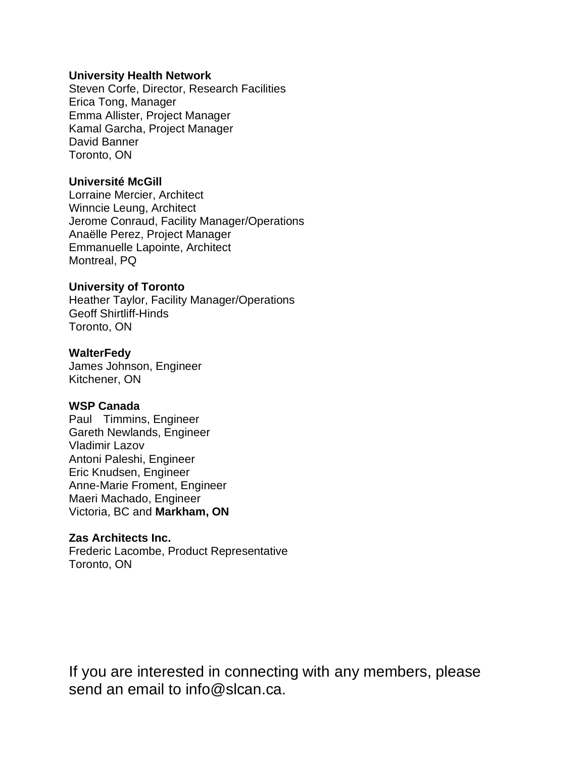**University Health Network**
Steven Corfe, Director, Research Facilities
Erica Tong, Manager
Emma Allister, Project Manager
Kamal Garcha, Project Manager
David Banner
Toronto, ON

**Université McGill**
Lorraine Mercier, Architect
Winncie Leung, Architect
Jerome Conraud, Facility Manager/Operations
Anaëlle Perez, Project Manager
Emmanuelle Lapointe, Architect
Montreal, PQ

**University of Toronto**
Heather Taylor, Facility Manager/Operations
Geoff Shirtliff-Hinds
Toronto, ON

**WalterFedy**
James Johnson, Engineer
Kitchener, ON

**WSP Canada**
Paul Timmins, Engineer
Gareth Newlands, Engineer
Vladimir Lazov
Antoni Paleshi, Engineer
Eric Knudsen, Engineer
Anne-Marie Froment, Engineer
Maeri Machado, Engineer
Victoria, BC and **Markham, ON**

**Zas Architects Inc.**
Frederic Lacombe, Product Representative
Toronto, ON

If you are interested in connecting with any members, please send an email to info@slcan.ca.